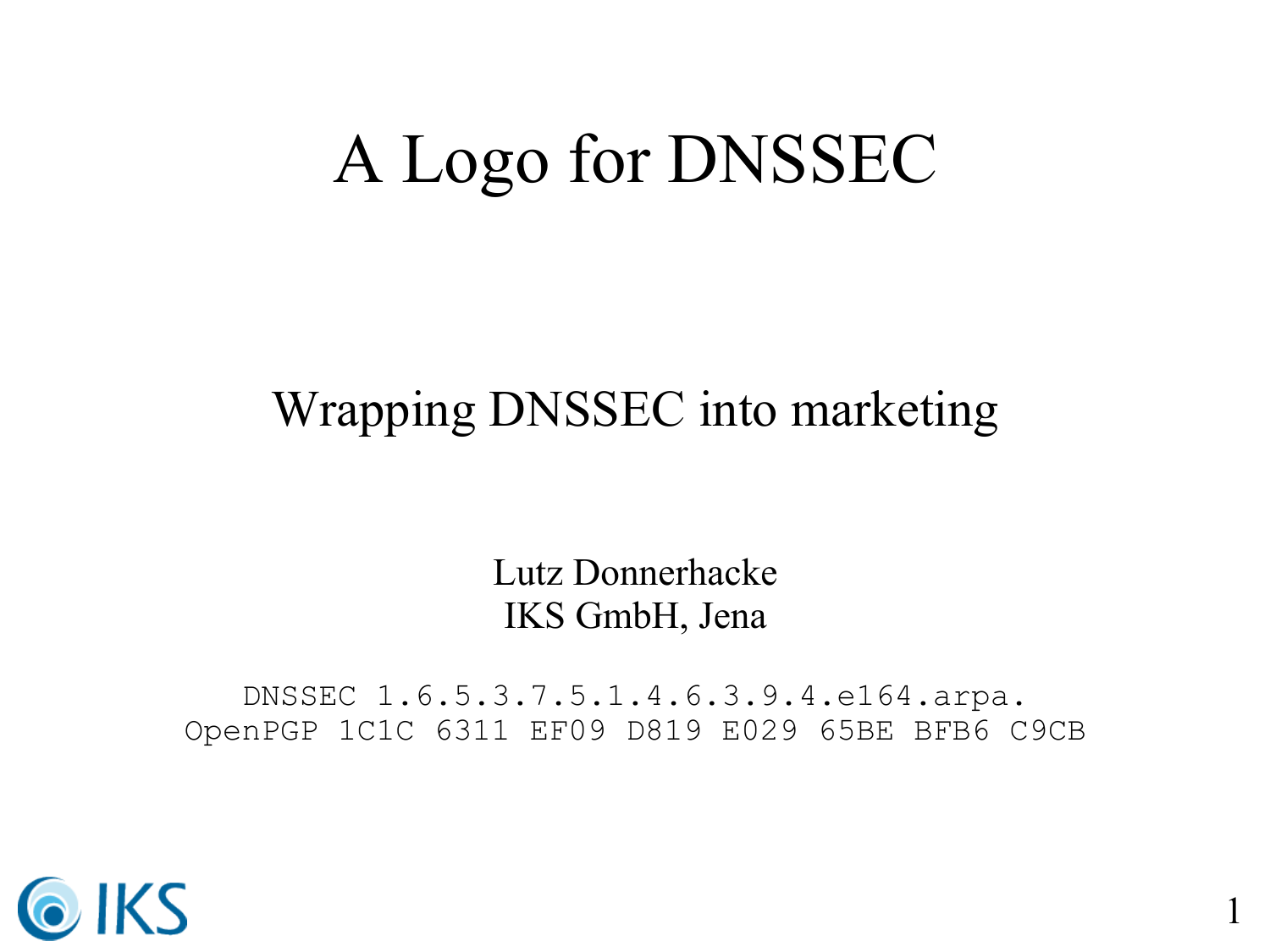# A Logo for DNSSEC

## Wrapping DNSSEC into marketing

Lutz Donnerhacke
IKS GmbH, Jena

```
DNSSEC 1.6.5.3.7.5.1.4.6.3.9.4.e164.arpa.
OpenPGP 1C1C 6311 EF09 D819 E029 65BE BFB6 C9CB
```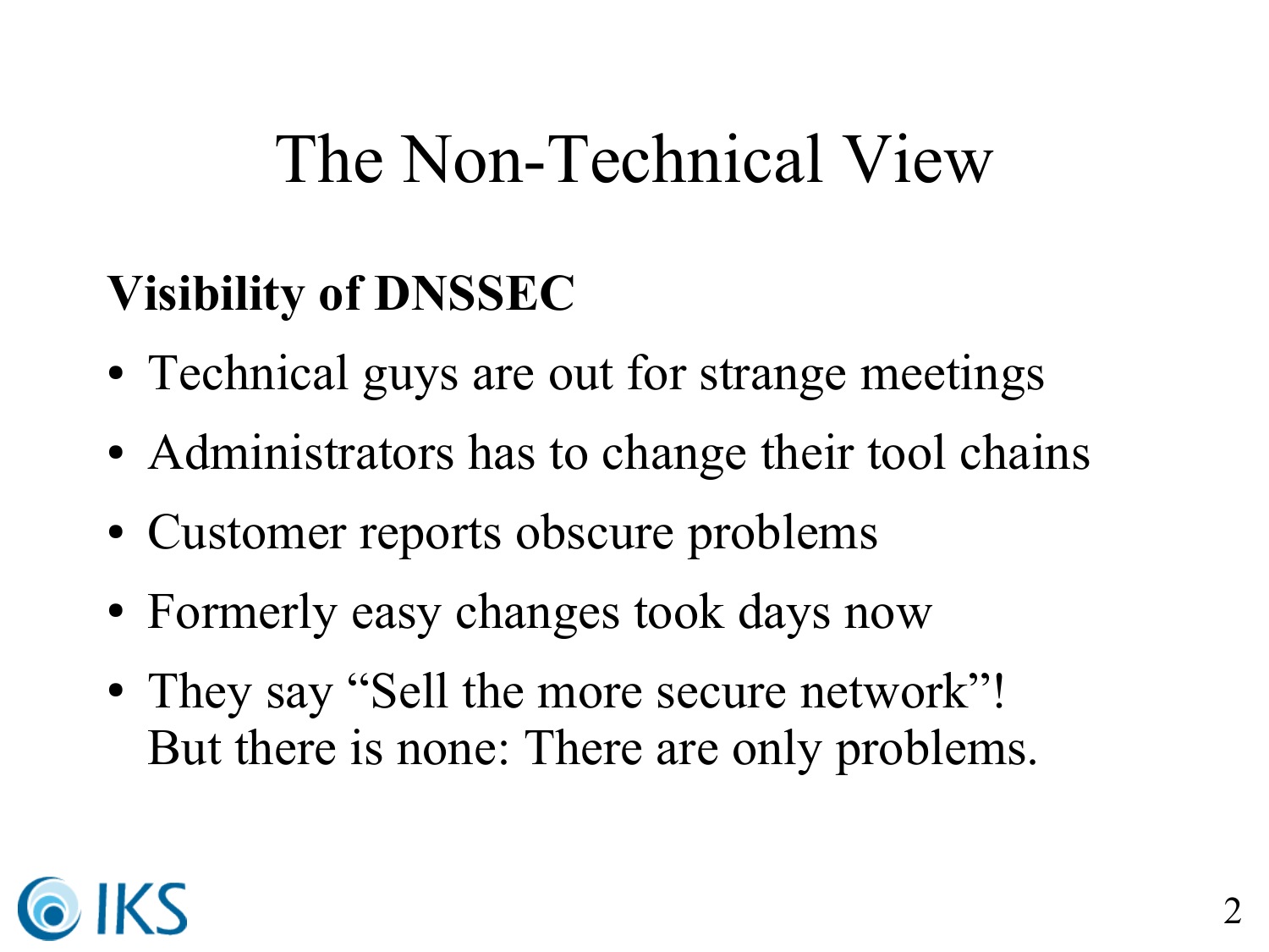# The Non-Technical View

**Visibility of DNSSEC**

- Technical guys are out for strange meetings
- Administrators has to change their tool chains
- Customer reports obscure problems
- Formerly easy changes took days now
- They say “Sell the more secure network”! But there is none: There are only problems.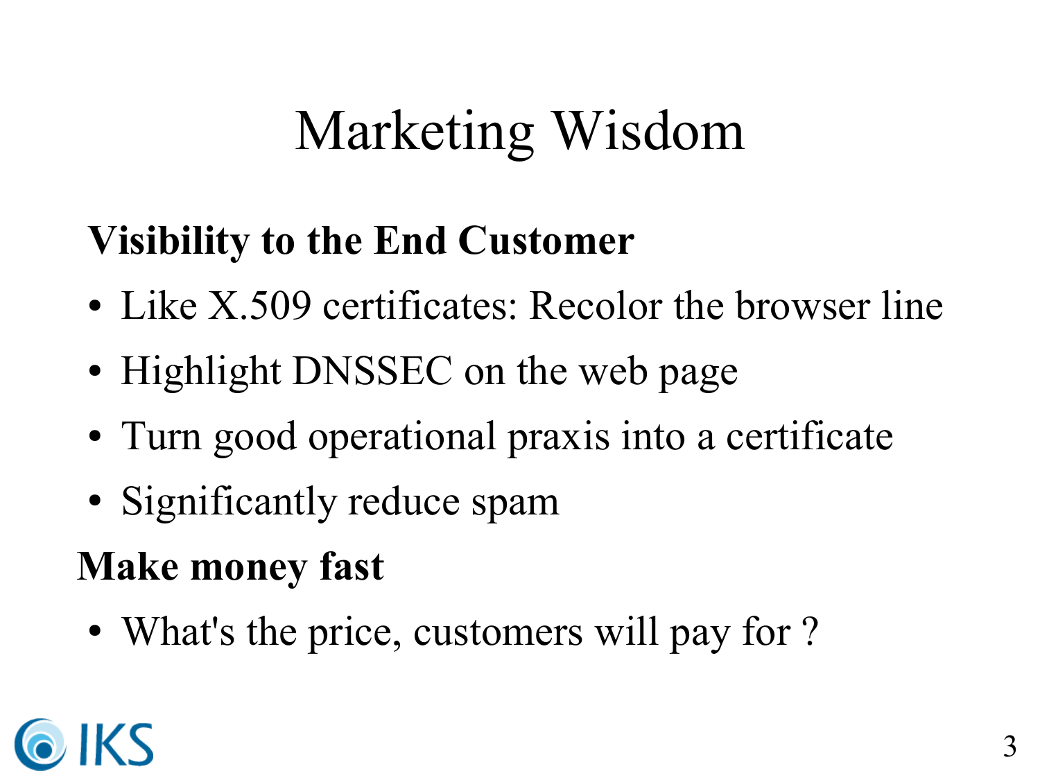# Marketing Wisdom

**Visibility to the End Customer**

- Like X.509 certificates: Recolor the browser line
- Highlight DNSSEC on the web page
- Turn good operational praxis into a certificate
- Significantly reduce spam

**Make money fast**

- What's the price, customers will pay for ?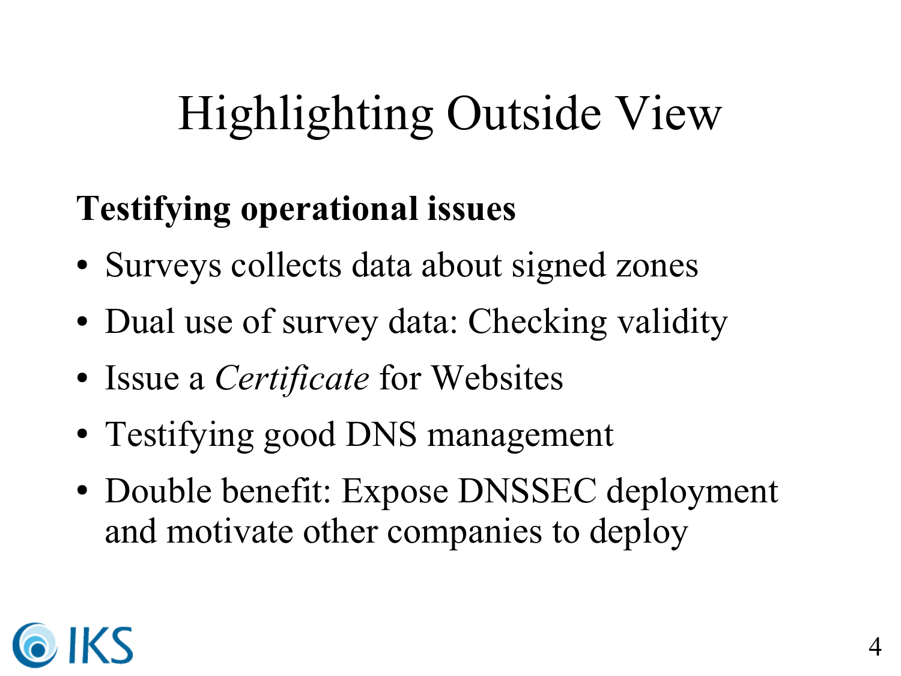# Highlighting Outside View

**Testifying operational issues**

- Surveys collects data about signed zones
- Dual use of survey data: Checking validity
- Issue a *Certificate* for Websites
- Testifying good DNS management
- Double benefit: Expose DNSSEC deployment and motivate other companies to deploy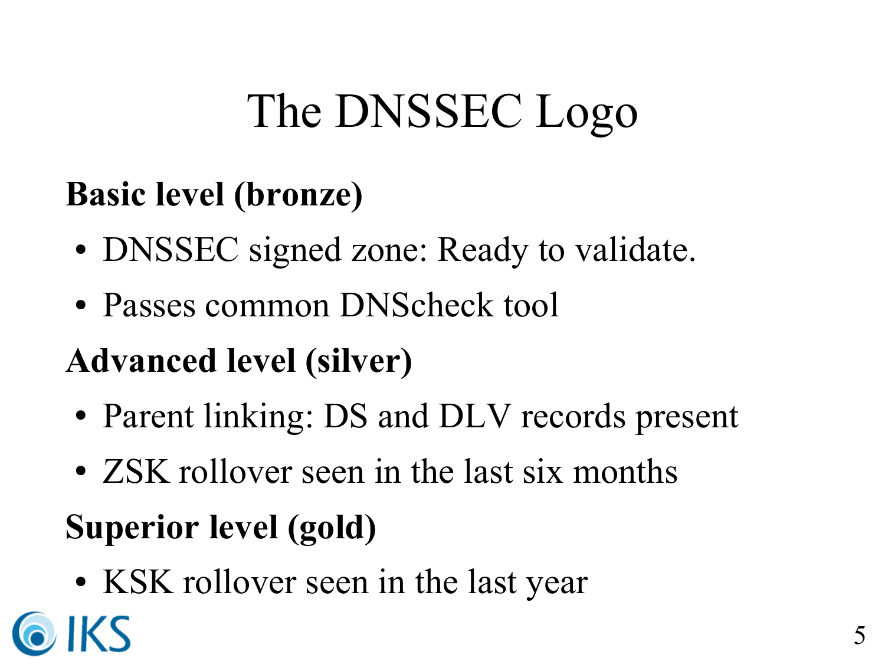# The DNSSEC Logo

**Basic level (bronze)**

- DNSSEC signed zone: Ready to validate.
- Passes common DNScheck tool

**Advanced level (silver)**

- Parent linking: DS and DLV records present
- ZSK rollover seen in the last six months

**Superior level (gold)**

- KSK rollover seen in the last year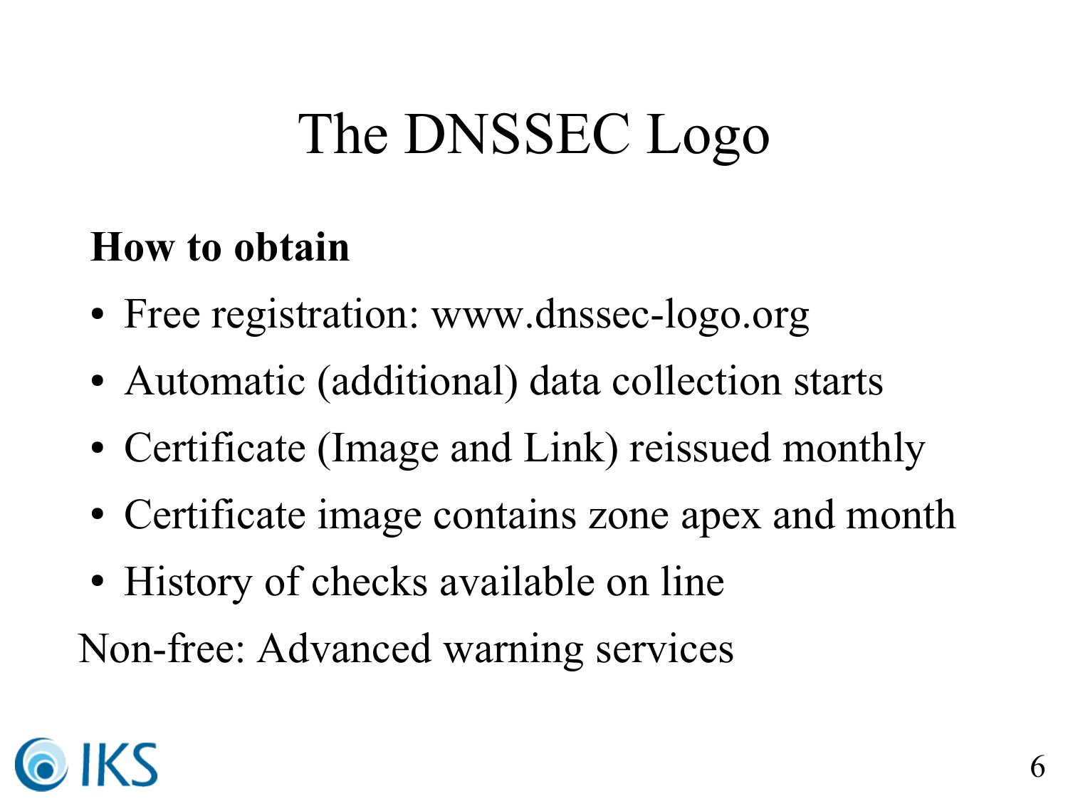# The DNSSEC Logo

**How to obtain**

- Free registration: www.dnssec-logo.org
- Automatic (additional) data collection starts
- Certificate (Image and Link) reissued monthly
- Certificate image contains zone apex and month
- History of checks available on line

Non-free: Advanced warning services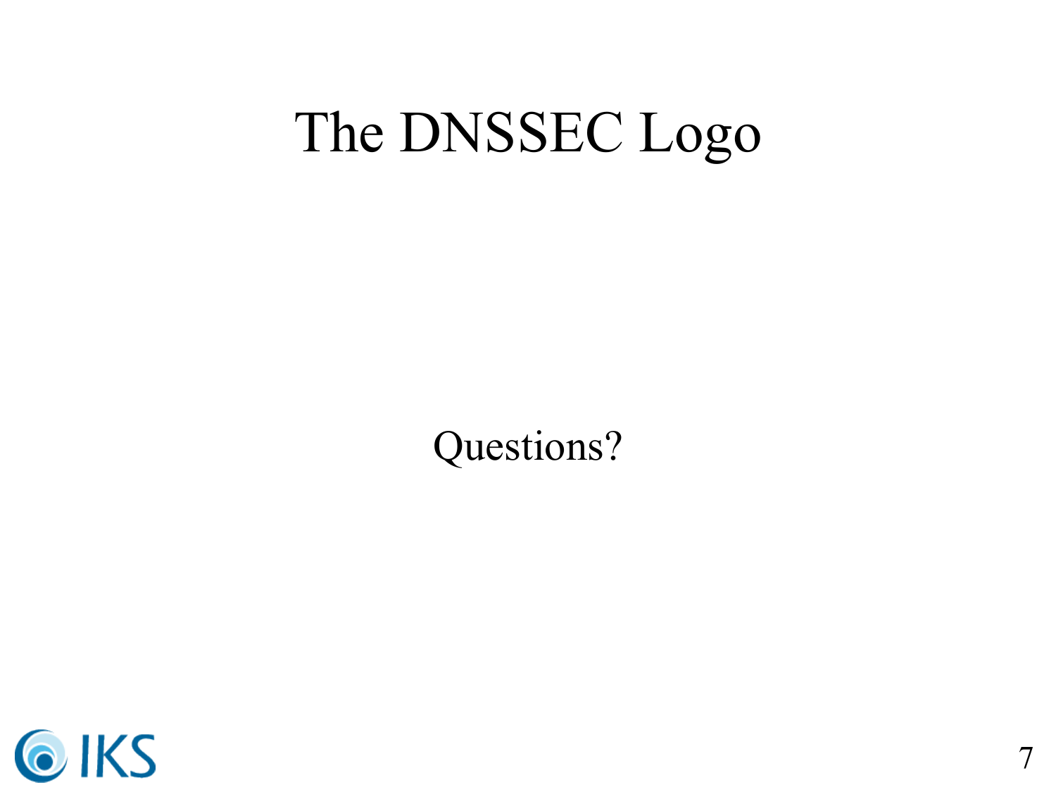# The DNSSEC Logo

Questions?